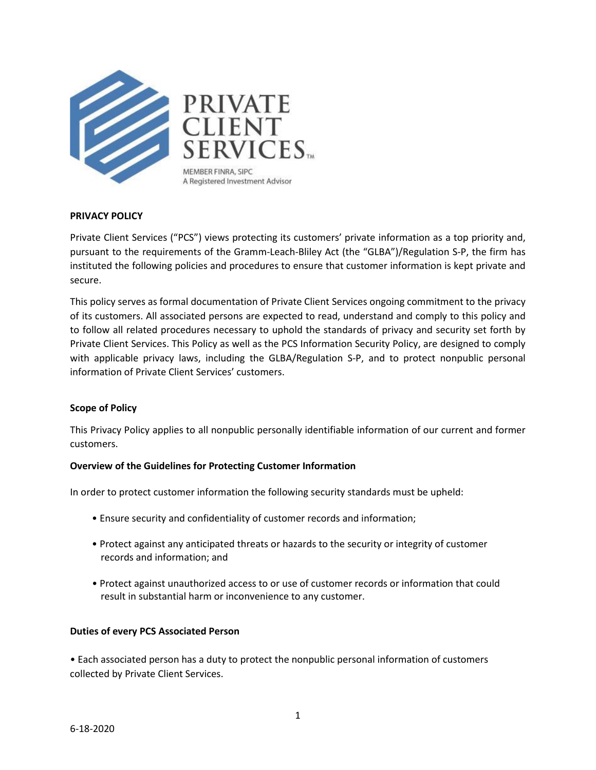PRIVATE CLIENT SERVICES™

MEMBER FINRA, SIPC
A Registered Investment Advisor

**PRIVACY POLICY**

Private Client Services ("PCS") views protecting its customers' private information as a top priority and, pursuant to the requirements of the Gramm-Leach-Bliley Act (the "GLBA")/Regulation S-P, the firm has instituted the following policies and procedures to ensure that customer information is kept private and secure.

This policy serves as formal documentation of Private Client Services ongoing commitment to the privacy of its customers. All associated persons are expected to read, understand and comply to this policy and to follow all related procedures necessary to uphold the standards of privacy and security set forth by Private Client Services. This Policy as well as the PCS Information Security Policy, are designed to comply with applicable privacy laws, including the GLBA/Regulation S-P, and to protect nonpublic personal information of Private Client Services' customers.

**Scope of Policy**

This Privacy Policy applies to all nonpublic personally identifiable information of our current and former customers.

**Overview of the Guidelines for Protecting Customer Information**

In order to protect customer information the following security standards must be upheld:

- Ensure security and confidentiality of customer records and information;
- Protect against any anticipated threats or hazards to the security or integrity of customer records and information; and
- Protect against unauthorized access to or use of customer records or information that could result in substantial harm or inconvenience to any customer.

**Duties of every PCS Associated Person**

- Each associated person has a duty to protect the nonpublic personal information of customers collected by Private Client Services.

6-18-2020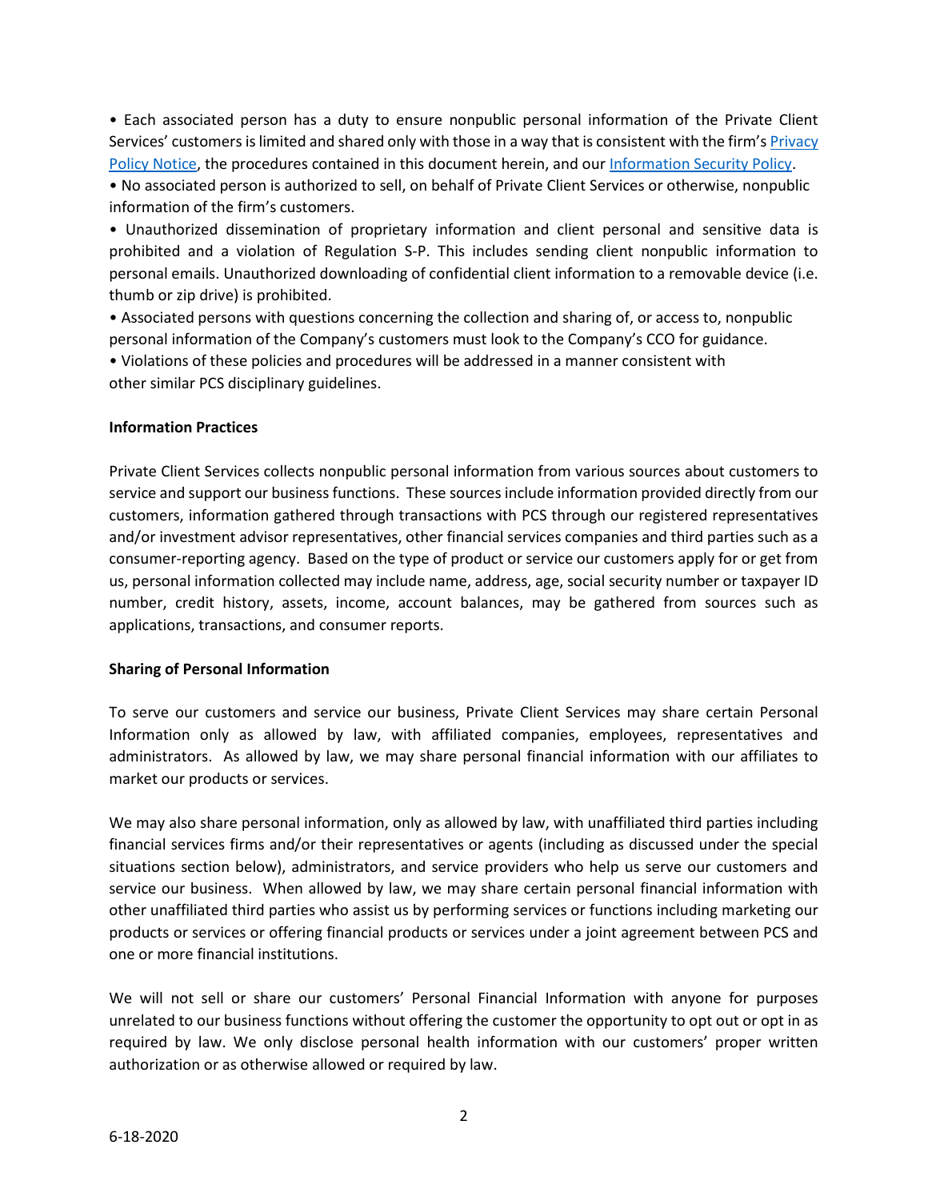- Each associated person has a duty to ensure nonpublic personal information of the Private Client Services' customers is limited and shared only with those in a way that is consistent with the firm's [Privacy Policy Notice](), the procedures contained in this document herein, and our [Information Security Policy]().
- No associated person is authorized to sell, on behalf of Private Client Services or otherwise, nonpublic information of the firm's customers.
- Unauthorized dissemination of proprietary information and client personal and sensitive data is prohibited and a violation of Regulation S-P. This includes sending client nonpublic information to personal emails. Unauthorized downloading of confidential client information to a removable device (i.e. thumb or zip drive) is prohibited.
- Associated persons with questions concerning the collection and sharing of, or access to, nonpublic personal information of the Company's customers must look to the Company's CCO for guidance.
- Violations of these policies and procedures will be addressed in a manner consistent with other similar PCS disciplinary guidelines.

**Information Practices**

Private Client Services collects nonpublic personal information from various sources about customers to service and support our business functions. These sources include information provided directly from our customers, information gathered through transactions with PCS through our registered representatives and/or investment advisor representatives, other financial services companies and third parties such as a consumer-reporting agency. Based on the type of product or service our customers apply for or get from us, personal information collected may include name, address, age, social security number or taxpayer ID number, credit history, assets, income, account balances, may be gathered from sources such as applications, transactions, and consumer reports.

**Sharing of Personal Information**

To serve our customers and service our business, Private Client Services may share certain Personal Information only as allowed by law, with affiliated companies, employees, representatives and administrators. As allowed by law, we may share personal financial information with our affiliates to market our products or services.

We may also share personal information, only as allowed by law, with unaffiliated third parties including financial services firms and/or their representatives or agents (including as discussed under the special situations section below), administrators, and service providers who help us serve our customers and service our business. When allowed by law, we may share certain personal financial information with other unaffiliated third parties who assist us by performing services or functions including marketing our products or services or offering financial products or services under a joint agreement between PCS and one or more financial institutions.

We will not sell or share our customers' Personal Financial Information with anyone for purposes unrelated to our business functions without offering the customer the opportunity to opt out or opt in as required by law. We only disclose personal health information with our customers' proper written authorization or as otherwise allowed or required by law.

6-18-2020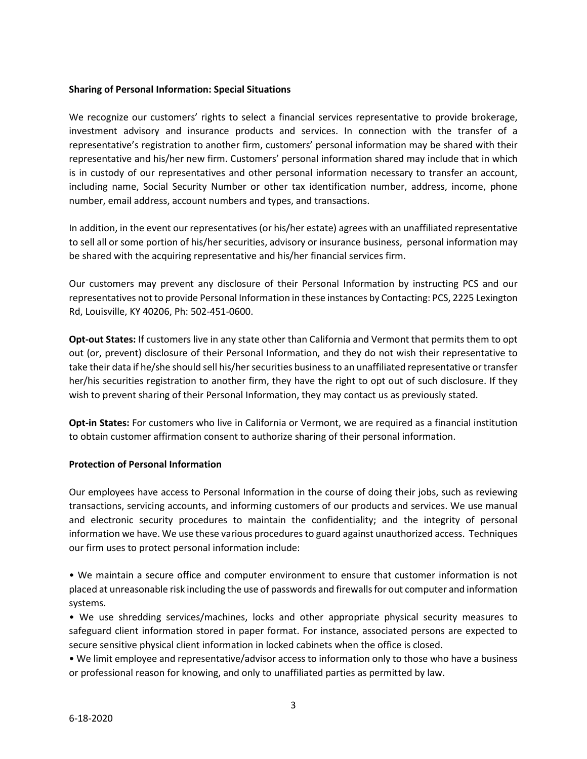**Sharing of Personal Information: Special Situations**

We recognize our customers' rights to select a financial services representative to provide brokerage, investment advisory and insurance products and services. In connection with the transfer of a representative's registration to another firm, customers' personal information may be shared with their representative and his/her new firm. Customers' personal information shared may include that in which is in custody of our representatives and other personal information necessary to transfer an account, including name, Social Security Number or other tax identification number, address, income, phone number, email address, account numbers and types, and transactions.

In addition, in the event our representatives (or his/her estate) agrees with an unaffiliated representative to sell all or some portion of his/her securities, advisory or insurance business, personal information may be shared with the acquiring representative and his/her financial services firm.

Our customers may prevent any disclosure of their Personal Information by instructing PCS and our representatives not to provide Personal Information in these instances by Contacting: PCS, 2225 Lexington Rd, Louisville, KY 40206, Ph: 502-451-0600.

**Opt-out States:** If customers live in any state other than California and Vermont that permits them to opt out (or, prevent) disclosure of their Personal Information, and they do not wish their representative to take their data if he/she should sell his/her securities business to an unaffiliated representative or transfer her/his securities registration to another firm, they have the right to opt out of such disclosure. If they wish to prevent sharing of their Personal Information, they may contact us as previously stated.

**Opt-in States:** For customers who live in California or Vermont, we are required as a financial institution to obtain customer affirmation consent to authorize sharing of their personal information.

**Protection of Personal Information**

Our employees have access to Personal Information in the course of doing their jobs, such as reviewing transactions, servicing accounts, and informing customers of our products and services. We use manual and electronic security procedures to maintain the confidentiality; and the integrity of personal information we have. We use these various procedures to guard against unauthorized access. Techniques our firm uses to protect personal information include:

- We maintain a secure office and computer environment to ensure that customer information is not placed at unreasonable risk including the use of passwords and firewalls for out computer and information systems.
- We use shredding services/machines, locks and other appropriate physical security measures to safeguard client information stored in paper format. For instance, associated persons are expected to secure sensitive physical client information in locked cabinets when the office is closed.
- We limit employee and representative/advisor access to information only to those who have a business or professional reason for knowing, and only to unaffiliated parties as permitted by law.

6-18-2020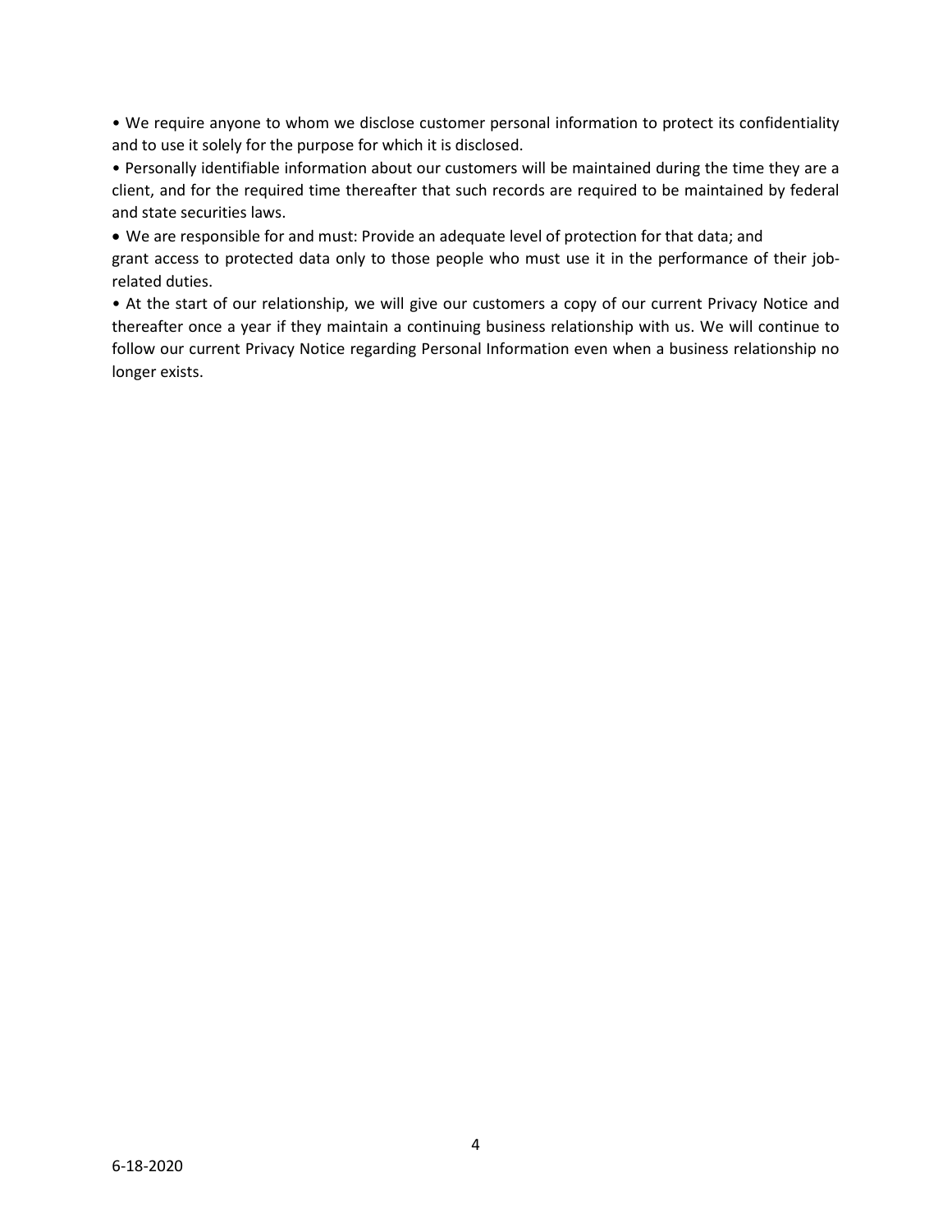- We require anyone to whom we disclose customer personal information to protect its confidentiality and to use it solely for the purpose for which it is disclosed.
- Personally identifiable information about our customers will be maintained during the time they are a client, and for the required time thereafter that such records are required to be maintained by federal and state securities laws.
- We are responsible for and must: Provide an adequate level of protection for that data; and grant access to protected data only to those people who must use it in the performance of their job-related duties.
- At the start of our relationship, we will give our customers a copy of our current Privacy Notice and thereafter once a year if they maintain a continuing business relationship with us. We will continue to follow our current Privacy Notice regarding Personal Information even when a business relationship no longer exists.

6-18-2020